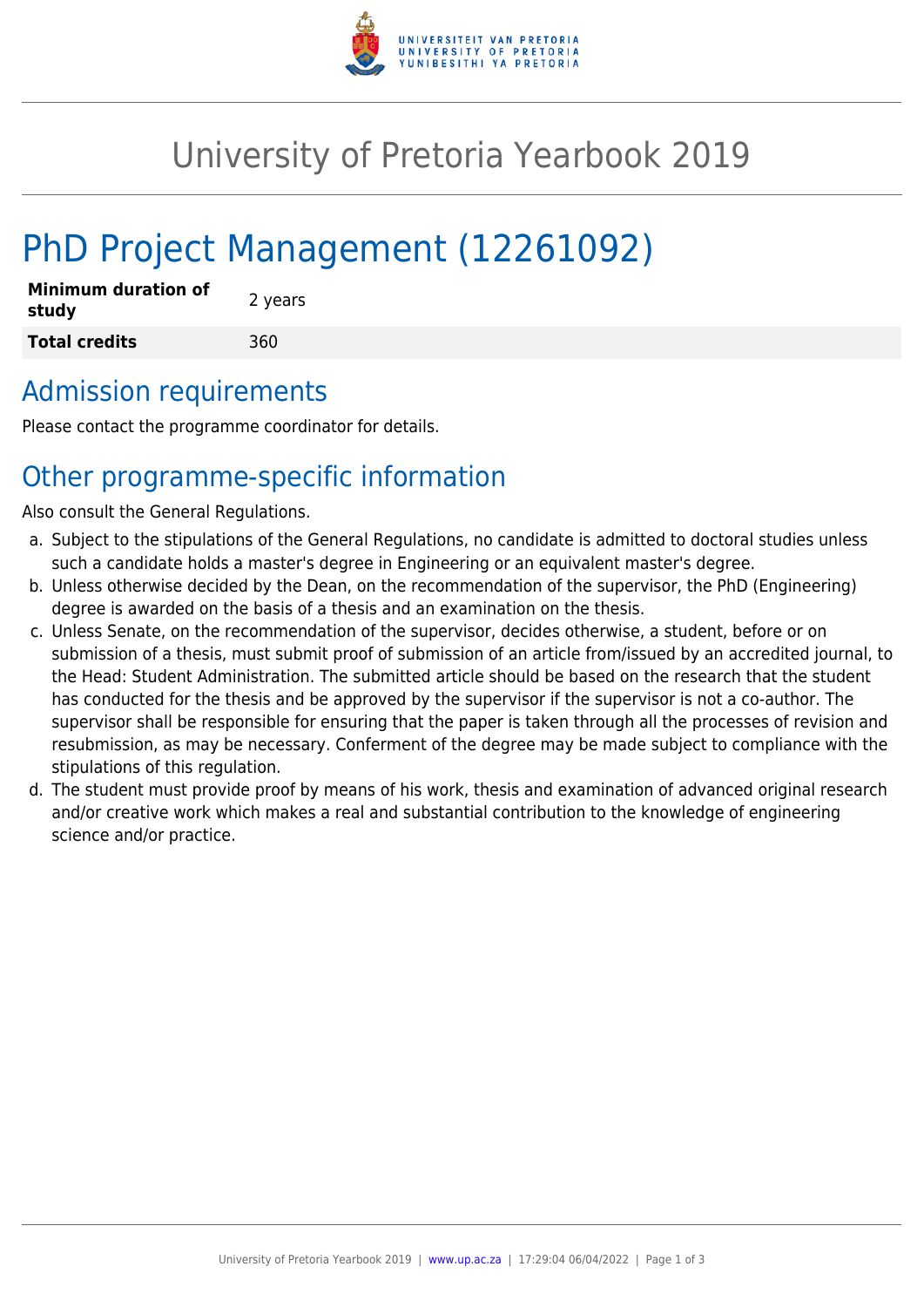# University of Pretoria Yearbook 2019

# PhD Project Management (12261092)

| **Minimum duration of study** | 2 years |
|---|---|
| **Total credits** | 360 |

## Admission requirements

Please contact the programme coordinator for details.

## Other programme-specific information

Also consult the General Regulations.

a. Subject to the stipulations of the General Regulations, no candidate is admitted to doctoral studies unless such a candidate holds a master's degree in Engineering or an equivalent master's degree.

b. Unless otherwise decided by the Dean, on the recommendation of the supervisor, the PhD (Engineering) degree is awarded on the basis of a thesis and an examination on the thesis.

c. Unless Senate, on the recommendation of the supervisor, decides otherwise, a student, before or on submission of a thesis, must submit proof of submission of an article from/issued by an accredited journal, to the Head: Student Administration. The submitted article should be based on the research that the student has conducted for the thesis and be approved by the supervisor if the supervisor is not a co-author. The supervisor shall be responsible for ensuring that the paper is taken through all the processes of revision and resubmission, as may be necessary. Conferment of the degree may be made subject to compliance with the stipulations of this regulation.

d. The student must provide proof by means of his work, thesis and examination of advanced original research and/or creative work which makes a real and substantial contribution to the knowledge of engineering science and/or practice.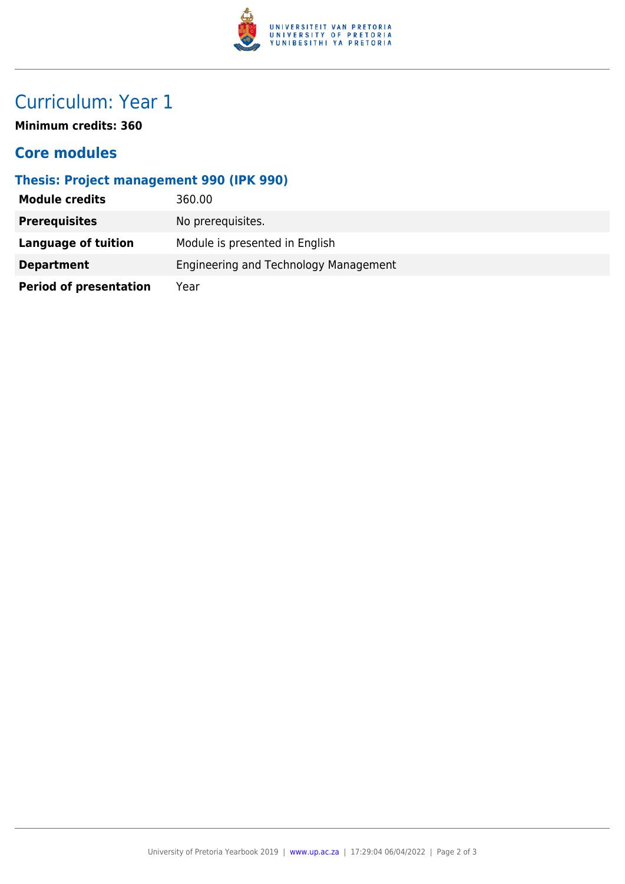# Curriculum: Year 1

**Minimum credits: 360**

## Core modules

### Thesis: Project management 990 (IPK 990)

| | |
|---|---|
| **Module credits** | 360.00 |
| **Prerequisites** | No prerequisites. |
| **Language of tuition** | Module is presented in English |
| **Department** | Engineering and Technology Management |
| **Period of presentation** | Year |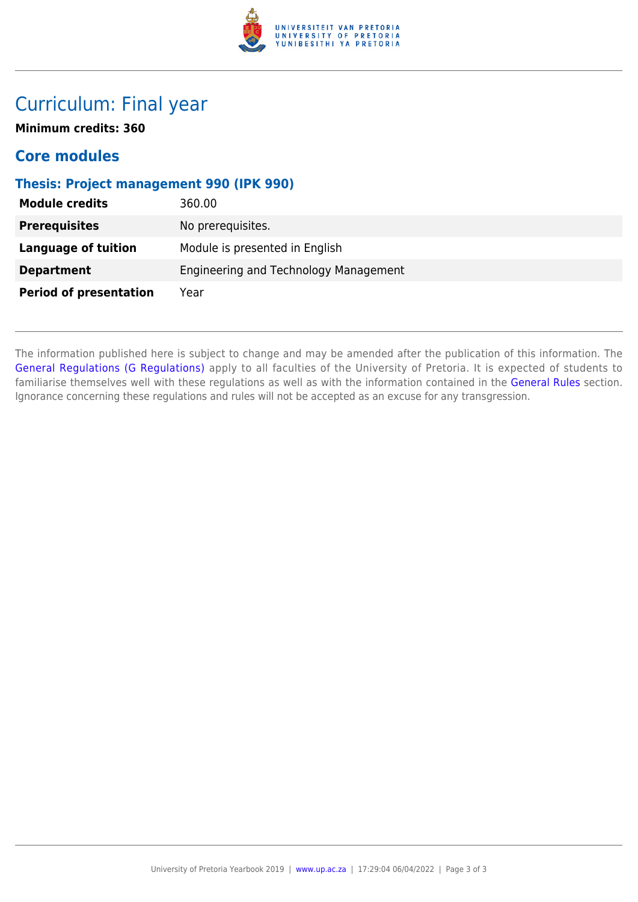# Curriculum: Final year

**Minimum credits: 360**

## Core modules

### Thesis: Project management 990 (IPK 990)

| | |
|---|---|
| **Module credits** | 360.00 |
| **Prerequisites** | No prerequisites. |
| **Language of tuition** | Module is presented in English |
| **Department** | Engineering and Technology Management |
| **Period of presentation** | Year |

The information published here is subject to change and may be amended after the publication of this information. The General Regulations (G Regulations) apply to all faculties of the University of Pretoria. It is expected of students to familiarise themselves well with these regulations as well as with the information contained in the General Rules section. Ignorance concerning these regulations and rules will not be accepted as an excuse for any transgression.